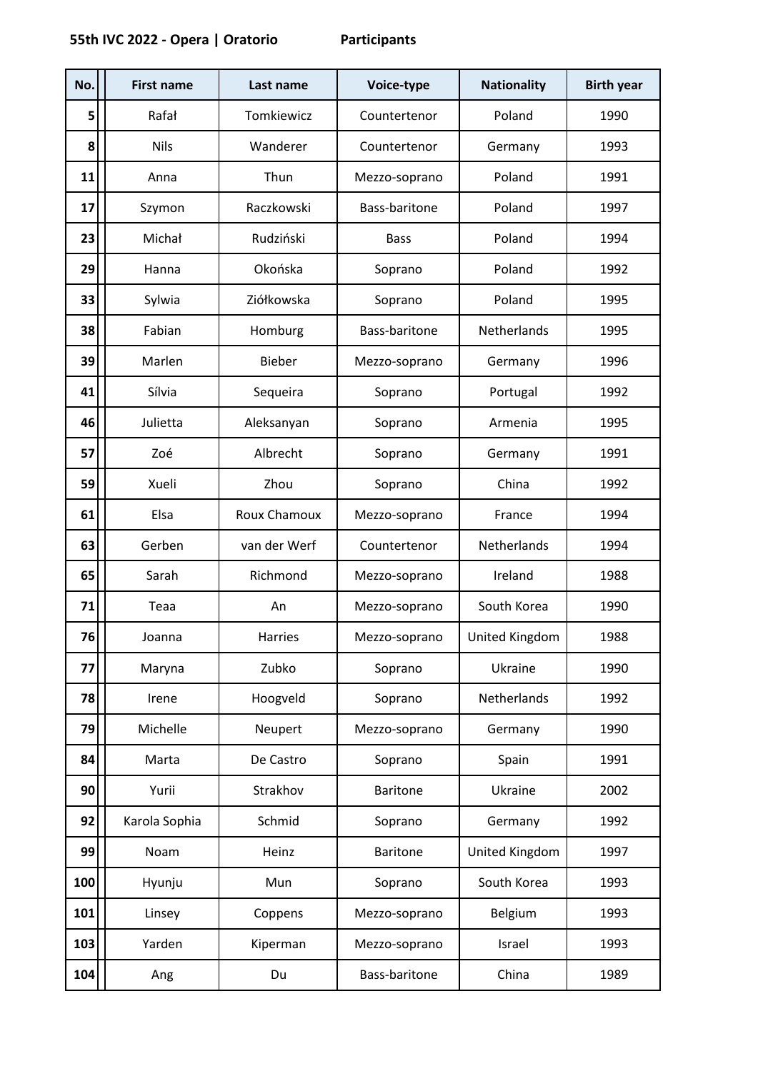**55th IVC 2022 - Opera | Oratorio** **Participants**

| No. | First name | Last name | Voice-type | Nationality | Birth year |
|---|---|---|---|---|---|
| 5 | Rafał | Tomkiewicz | Countertenor | Poland | 1990 |
| 8 | Nils | Wanderer | Countertenor | Germany | 1993 |
| 11 | Anna | Thun | Mezzo-soprano | Poland | 1991 |
| 17 | Szymon | Raczkowski | Bass-baritone | Poland | 1997 |
| 23 | Michał | Rudziński | Bass | Poland | 1994 |
| 29 | Hanna | Okońska | Soprano | Poland | 1992 |
| 33 | Sylwia | Ziółkowska | Soprano | Poland | 1995 |
| 38 | Fabian | Homburg | Bass-baritone | Netherlands | 1995 |
| 39 | Marlen | Bieber | Mezzo-soprano | Germany | 1996 |
| 41 | Sílvia | Sequeira | Soprano | Portugal | 1992 |
| 46 | Julietta | Aleksanyan | Soprano | Armenia | 1995 |
| 57 | Zoé | Albrecht | Soprano | Germany | 1991 |
| 59 | Xueli | Zhou | Soprano | China | 1992 |
| 61 | Elsa | Roux Chamoux | Mezzo-soprano | France | 1994 |
| 63 | Gerben | van der Werf | Countertenor | Netherlands | 1994 |
| 65 | Sarah | Richmond | Mezzo-soprano | Ireland | 1988 |
| 71 | Teaa | An | Mezzo-soprano | South Korea | 1990 |
| 76 | Joanna | Harries | Mezzo-soprano | United Kingdom | 1988 |
| 77 | Maryna | Zubko | Soprano | Ukraine | 1990 |
| 78 | Irene | Hoogveld | Soprano | Netherlands | 1992 |
| 79 | Michelle | Neupert | Mezzo-soprano | Germany | 1990 |
| 84 | Marta | De Castro | Soprano | Spain | 1991 |
| 90 | Yurii | Strakhov | Baritone | Ukraine | 2002 |
| 92 | Karola Sophia | Schmid | Soprano | Germany | 1992 |
| 99 | Noam | Heinz | Baritone | United Kingdom | 1997 |
| 100 | Hyunju | Mun | Soprano | South Korea | 1993 |
| 101 | Linsey | Coppens | Mezzo-soprano | Belgium | 1993 |
| 103 | Yarden | Kiperman | Mezzo-soprano | Israel | 1993 |
| 104 | Ang | Du | Bass-baritone | China | 1989 |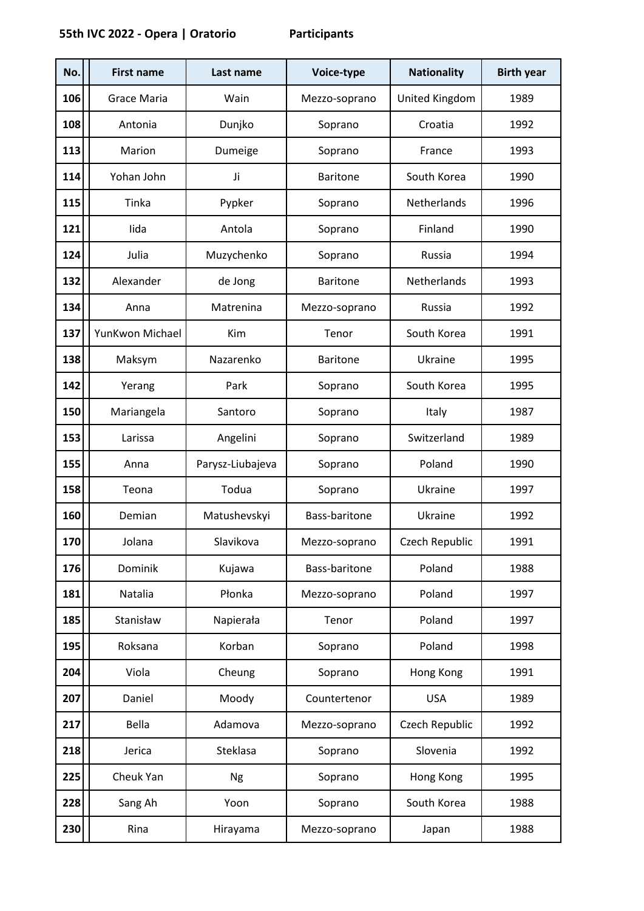**55th IVC 2022 - Opera | Oratorio** **Participants**

| No. | First name | Last name | Voice-type | Nationality | Birth year |
|---|---|---|---|---|---|
| 106 | Grace Maria | Wain | Mezzo-soprano | United Kingdom | 1989 |
| 108 | Antonia | Dunjko | Soprano | Croatia | 1992 |
| 113 | Marion | Dumeige | Soprano | France | 1993 |
| 114 | Yohan John | Ji | Baritone | South Korea | 1990 |
| 115 | Tinka | Pypker | Soprano | Netherlands | 1996 |
| 121 | Iida | Antola | Soprano | Finland | 1990 |
| 124 | Julia | Muzychenko | Soprano | Russia | 1994 |
| 132 | Alexander | de Jong | Baritone | Netherlands | 1993 |
| 134 | Anna | Matrenina | Mezzo-soprano | Russia | 1992 |
| 137 | YunKwon Michael | Kim | Tenor | South Korea | 1991 |
| 138 | Maksym | Nazarenko | Baritone | Ukraine | 1995 |
| 142 | Yerang | Park | Soprano | South Korea | 1995 |
| 150 | Mariangela | Santoro | Soprano | Italy | 1987 |
| 153 | Larissa | Angelini | Soprano | Switzerland | 1989 |
| 155 | Anna | Parysz-Liubajeva | Soprano | Poland | 1990 |
| 158 | Teona | Todua | Soprano | Ukraine | 1997 |
| 160 | Demian | Matushevskyi | Bass-baritone | Ukraine | 1992 |
| 170 | Jolana | Slavikova | Mezzo-soprano | Czech Republic | 1991 |
| 176 | Dominik | Kujawa | Bass-baritone | Poland | 1988 |
| 181 | Natalia | Płonka | Mezzo-soprano | Poland | 1997 |
| 185 | Stanisław | Napierała | Tenor | Poland | 1997 |
| 195 | Roksana | Korban | Soprano | Poland | 1998 |
| 204 | Viola | Cheung | Soprano | Hong Kong | 1991 |
| 207 | Daniel | Moody | Countertenor | USA | 1989 |
| 217 | Bella | Adamova | Mezzo-soprano | Czech Republic | 1992 |
| 218 | Jerica | Steklasa | Soprano | Slovenia | 1992 |
| 225 | Cheuk Yan | Ng | Soprano | Hong Kong | 1995 |
| 228 | Sang Ah | Yoon | Soprano | South Korea | 1988 |
| 230 | Rina | Hirayama | Mezzo-soprano | Japan | 1988 |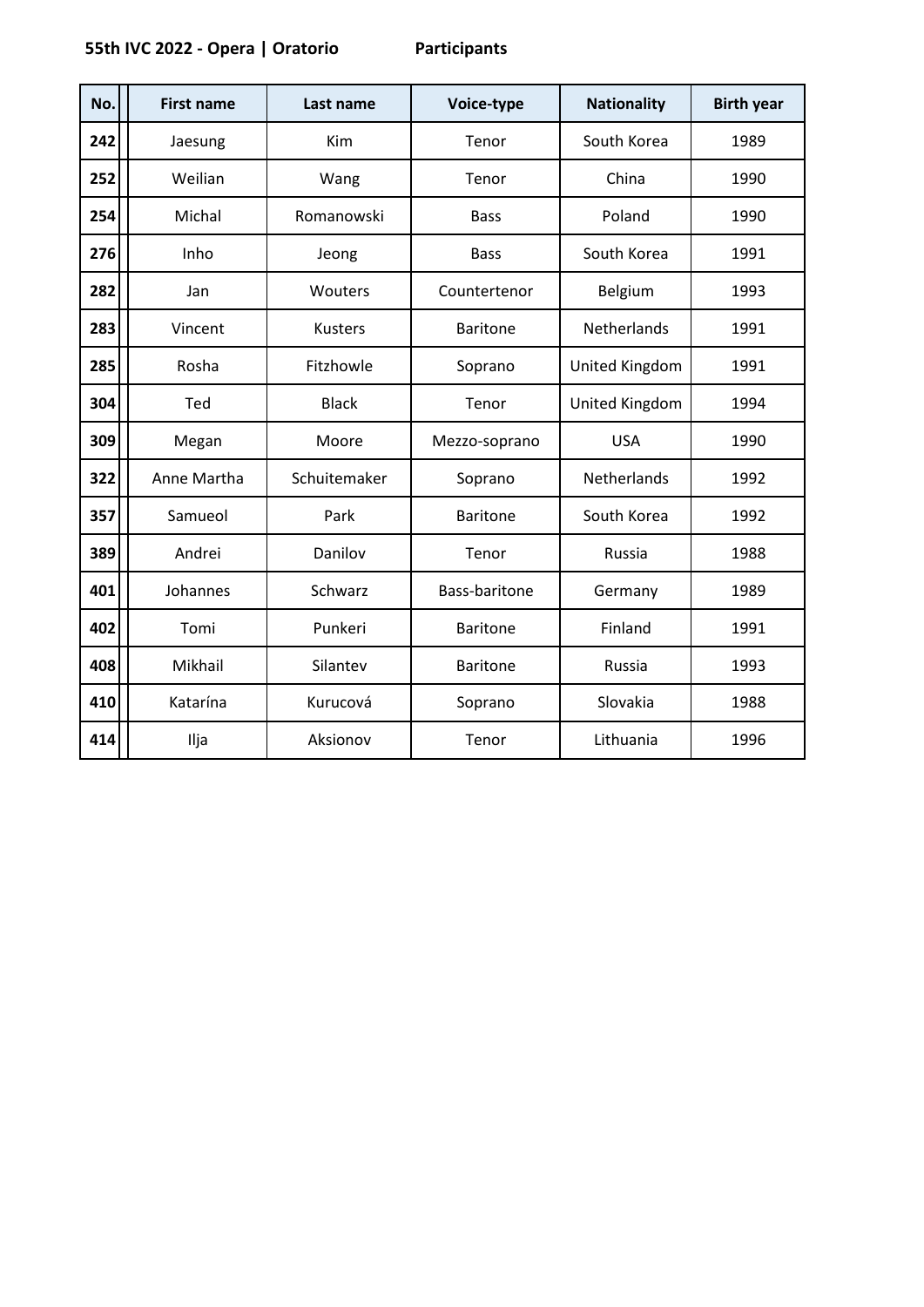**55th IVC 2022 - Opera | Oratorio** **Participants**

| No. | First name | Last name | Voice-type | Nationality | Birth year |
|---|---|---|---|---|---|
| **242** | Jaesung | Kim | Tenor | South Korea | 1989 |
| **252** | Weilian | Wang | Tenor | China | 1990 |
| **254** | Michal | Romanowski | Bass | Poland | 1990 |
| **276** | Inho | Jeong | Bass | South Korea | 1991 |
| **282** | Jan | Wouters | Countertenor | Belgium | 1993 |
| **283** | Vincent | Kusters | Baritone | Netherlands | 1991 |
| **285** | Rosha | Fitzhowle | Soprano | United Kingdom | 1991 |
| **304** | Ted | Black | Tenor | United Kingdom | 1994 |
| **309** | Megan | Moore | Mezzo-soprano | USA | 1990 |
| **322** | Anne Martha | Schuitemaker | Soprano | Netherlands | 1992 |
| **357** | Samueol | Park | Baritone | South Korea | 1992 |
| **389** | Andrei | Danilov | Tenor | Russia | 1988 |
| **401** | Johannes | Schwarz | Bass-baritone | Germany | 1989 |
| **402** | Tomi | Punkeri | Baritone | Finland | 1991 |
| **408** | Mikhail | Silantev | Baritone | Russia | 1993 |
| **410** | Katarína | Kurucová | Soprano | Slovakia | 1988 |
| **414** | Ilja | Aksionov | Tenor | Lithuania | 1996 |